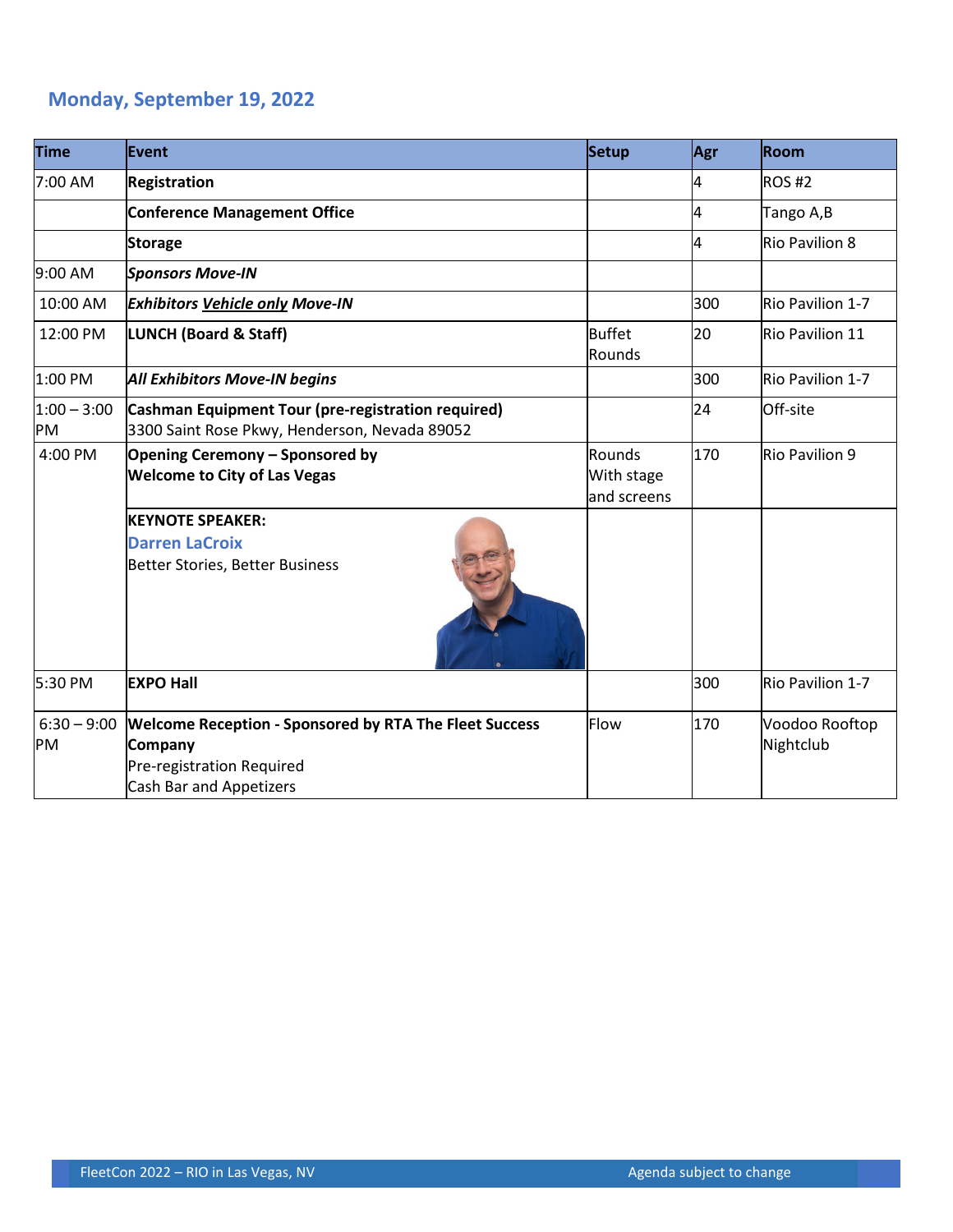## Monday, September 19, 2022

| Time | Event | Setup | Agr | Room |
|---|---|---|---|---|
| 7:00 AM | **Registration** | | 4 | ROS #2 |
| | **Conference Management Office** | | 4 | Tango A,B |
| | **Storage** | | 4 | Rio Pavilion 8 |
| 9:00 AM | ***Sponsors Move-IN*** | | | |
| 10:00 AM | ***Exhibitors Vehicle only Move-IN*** | | 300 | Rio Pavilion 1-7 |
| 12:00 PM | **LUNCH (Board & Staff)** | Buffet Rounds | 20 | Rio Pavilion 11 |
| 1:00 PM | ***All Exhibitors Move-IN begins*** | | 300 | Rio Pavilion 1-7 |
| 1:00 – 3:00 PM | **Cashman Equipment Tour (pre-registration required)** 3300 Saint Rose Pkwy, Henderson, Nevada 89052 | | 24 | Off-site |
| 4:00 PM | **Opening Ceremony – Sponsored by Welcome to City of Las Vegas** | Rounds With stage and screens | 170 | Rio Pavilion 9 |
| | **KEYNOTE SPEAKER:** Darren LaCroix Better Stories, Better Business | | | |
| 5:30 PM | **EXPO Hall** | | 300 | Rio Pavilion 1-7 |
| 6:30 – 9:00 PM | **Welcome Reception - Sponsored by RTA The Fleet Success Company** Pre-registration Required Cash Bar and Appetizers | Flow | 170 | Voodoo Rooftop Nightclub |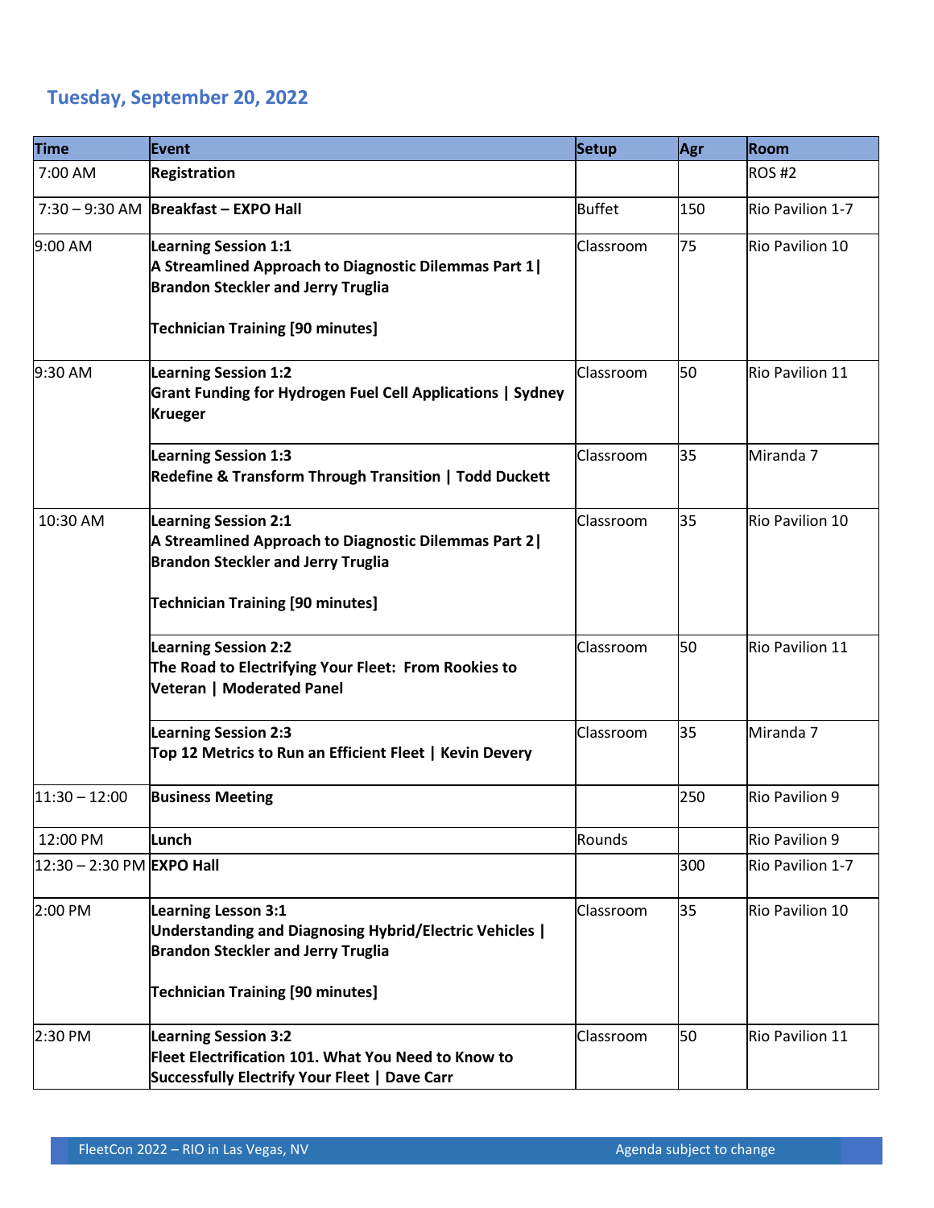## Tuesday, September 20, 2022

| Time | Event | Setup | Agr | Room |
|---|---|---|---|---|
| 7:00 AM | **Registration** | | | ROS #2 |
| 7:30 – 9:30 AM | **Breakfast – EXPO Hall** | Buffet | 150 | Rio Pavilion 1-7 |
| 9:00 AM | **Learning Session 1:1**<br>**A Streamlined Approach to Diagnostic Dilemmas Part 1\| Brandon Steckler and Jerry Truglia**<br><br>**Technician Training [90 minutes]** | Classroom | 75 | Rio Pavilion 10 |
| 9:30 AM | **Learning Session 1:2**<br>**Grant Funding for Hydrogen Fuel Cell Applications \| Sydney Krueger** | Classroom | 50 | Rio Pavilion 11 |
| | **Learning Session 1:3**<br>**Redefine & Transform Through Transition \| Todd Duckett** | Classroom | 35 | Miranda 7 |
| 10:30 AM | **Learning Session 2:1**<br>**A Streamlined Approach to Diagnostic Dilemmas Part 2\| Brandon Steckler and Jerry Truglia**<br><br>**Technician Training [90 minutes]** | Classroom | 35 | Rio Pavilion 10 |
| | **Learning Session 2:2**<br>**The Road to Electrifying Your Fleet: From Rookies to Veteran \| Moderated Panel** | Classroom | 50 | Rio Pavilion 11 |
| | **Learning Session 2:3**<br>**Top 12 Metrics to Run an Efficient Fleet \| Kevin Devery** | Classroom | 35 | Miranda 7 |
| 11:30 – 12:00 | **Business Meeting** | | 250 | Rio Pavilion 9 |
| 12:00 PM | **Lunch** | Rounds | | Rio Pavilion 9 |
| 12:30 – 2:30 PM | **EXPO Hall** | | 300 | Rio Pavilion 1-7 |
| 2:00 PM | **Learning Lesson 3:1**<br>**Understanding and Diagnosing Hybrid/Electric Vehicles \| Brandon Steckler and Jerry Truglia**<br><br>**Technician Training [90 minutes]** | Classroom | 35 | Rio Pavilion 10 |
| 2:30 PM | **Learning Session 3:2**<br>**Fleet Electrification 101. What You Need to Know to Successfully Electrify Your Fleet \| Dave Carr** | Classroom | 50 | Rio Pavilion 11 |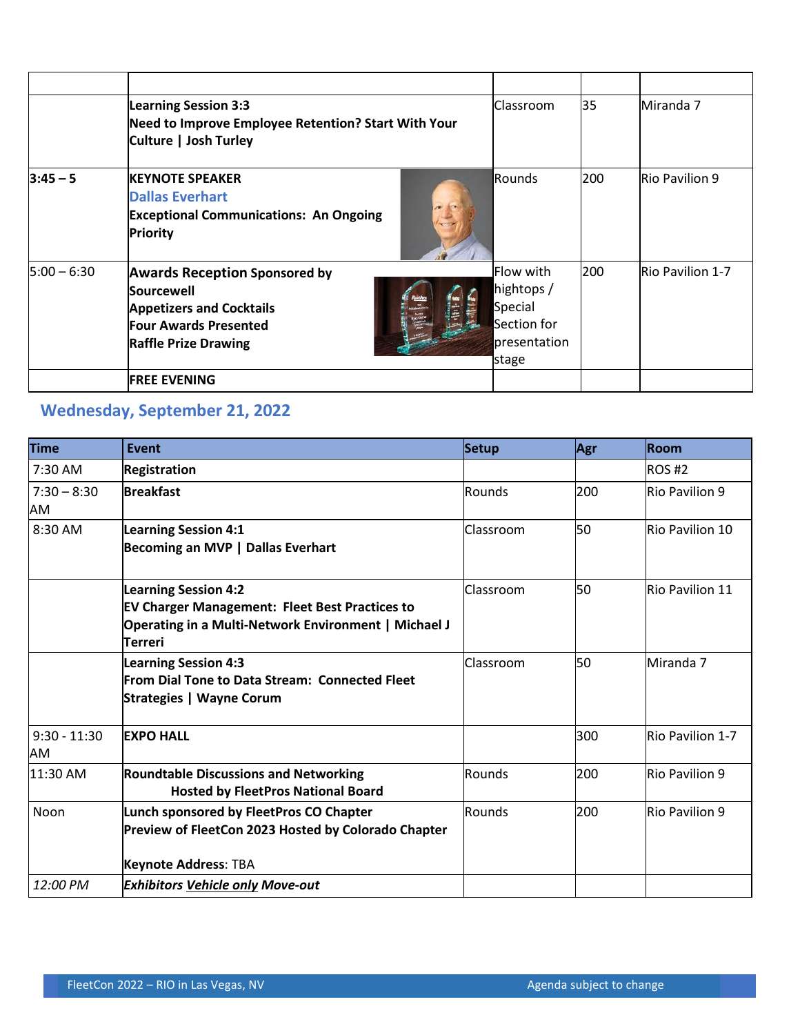| | | | | |
|---|---|---|---|---|
| | **Learning Session 3:3**<br>**Need to Improve Employee Retention? Start With Your Culture \| Josh Turley** | Classroom | 35 | Miranda 7 |
| **3:45 – 5** | **KEYNOTE SPEAKER**<br>**Dallas Everhart**<br>**Exceptional Communications: An Ongoing Priority** | Rounds | 200 | Rio Pavilion 9 |
| 5:00 – 6:30 | **Awards Reception Sponsored by Sourcewell**<br>**Appetizers and Cocktails**<br>**Four Awards Presented**<br>**Raffle Prize Drawing** | Flow with hightops / Special Section for presentation stage | 200 | Rio Pavilion 1-7 |
| | **FREE EVENING** | | | |

## Wednesday, September 21, 2022

| Time | Event | Setup | Agr | Room |
|---|---|---|---|---|
| 7:30 AM | **Registration** | | | ROS #2 |
| 7:30 – 8:30 AM | **Breakfast** | Rounds | 200 | Rio Pavilion 9 |
| 8:30 AM | **Learning Session 4:1**<br>**Becoming an MVP \| Dallas Everhart** | Classroom | 50 | Rio Pavilion 10 |
| | **Learning Session 4:2**<br>**EV Charger Management: Fleet Best Practices to Operating in a Multi-Network Environment \| Michael J Terreri** | Classroom | 50 | Rio Pavilion 11 |
| | **Learning Session 4:3**<br>**From Dial Tone to Data Stream: Connected Fleet Strategies \| Wayne Corum** | Classroom | 50 | Miranda 7 |
| 9:30 - 11:30 AM | **EXPO HALL** | | 300 | Rio Pavilion 1-7 |
| 11:30 AM | **Roundtable Discussions and Networking**<br>**Hosted by FleetPros National Board** | Rounds | 200 | Rio Pavilion 9 |
| Noon | **Lunch sponsored by FleetPros CO Chapter**<br>**Preview of FleetCon 2023 Hosted by Colorado Chapter**<br><br>**Keynote Address**: TBA | Rounds | 200 | Rio Pavilion 9 |
| *12:00 PM* | ***Exhibitors Vehicle only Move-out*** | | | |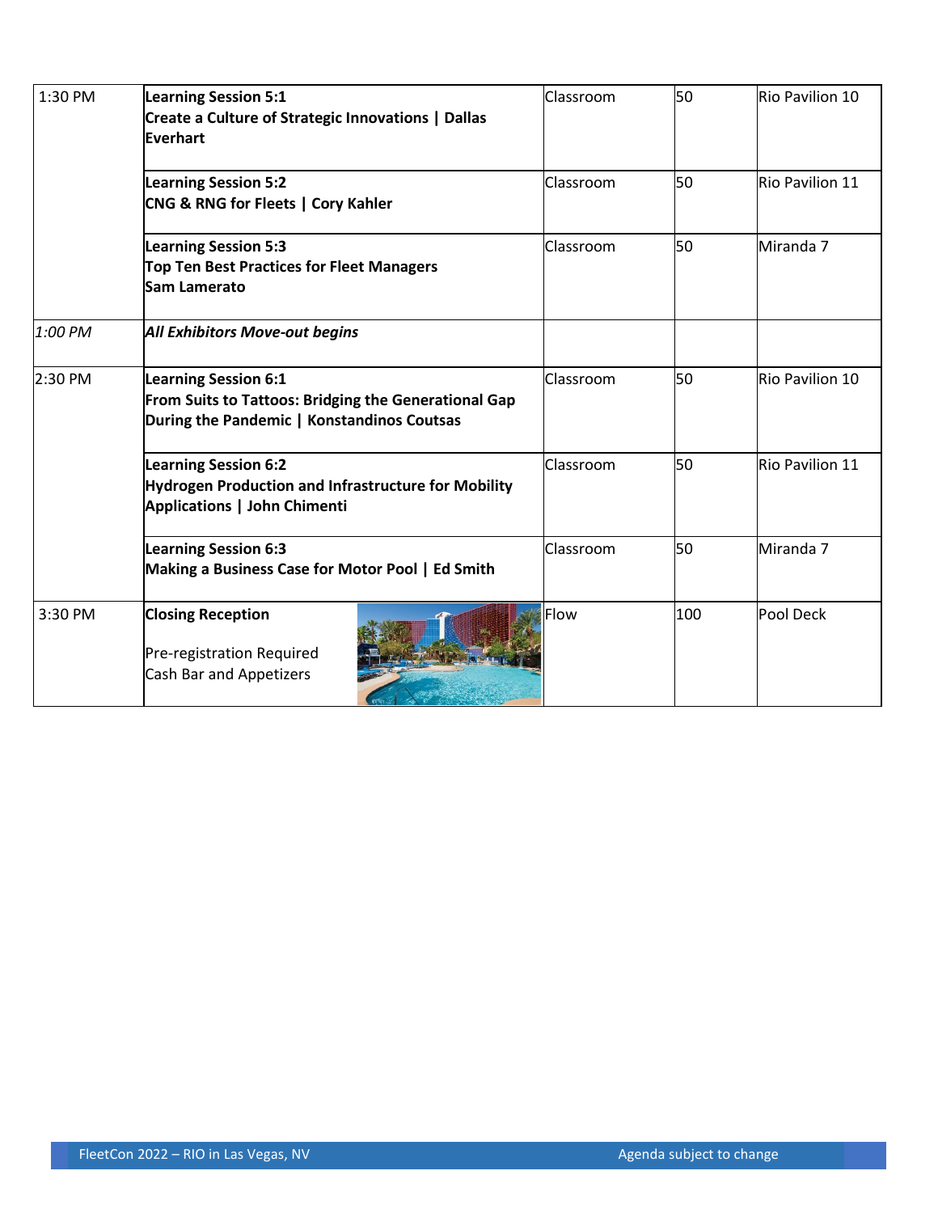| | | | | |
|---|---|---|---|---|
| 1:30 PM | **Learning Session 5:1**<br>**Create a Culture of Strategic Innovations \| Dallas Everhart** | Classroom | 50 | Rio Pavilion 10 |
| | **Learning Session 5:2**<br>**CNG & RNG for Fleets \| Cory Kahler** | Classroom | 50 | Rio Pavilion 11 |
| | **Learning Session 5:3**<br>**Top Ten Best Practices for Fleet Managers**<br>**Sam Lamerato** | Classroom | 50 | Miranda 7 |
| *1:00 PM* | ***All Exhibitors Move-out begins*** | | | |
| 2:30 PM | **Learning Session 6:1**<br>**From Suits to Tattoos: Bridging the Generational Gap During the Pandemic \| Konstandinos Coutsas** | Classroom | 50 | Rio Pavilion 10 |
| | **Learning Session 6:2**<br>**Hydrogen Production and Infrastructure for Mobility Applications \| John Chimenti** | Classroom | 50 | Rio Pavilion 11 |
| | **Learning Session 6:3**<br>**Making a Business Case for Motor Pool \| Ed Smith** | Classroom | 50 | Miranda 7 |
| 3:30 PM | **Closing Reception**<br><br>Pre-registration Required<br>Cash Bar and Appetizers | Flow | 100 | Pool Deck |